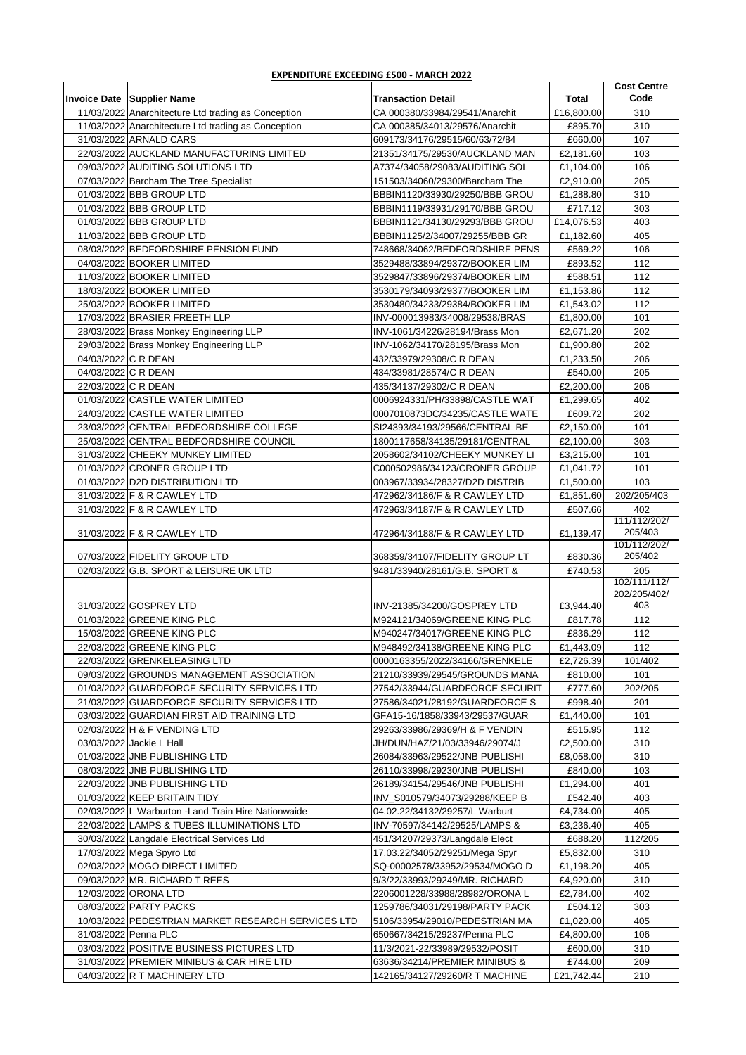**EXPENDITURE EXCEEDING £500 - MARCH 2022**

| Invoice Date | Supplier Name | Transaction Detail | Total | Cost Centre Code |
|---|---|---|---|---|
| 11/03/2022 | Anarchitecture Ltd trading as Conception | CA 000380/33984/29541/Anarchit | £16,800.00 | 310 |
| 11/03/2022 | Anarchitecture Ltd trading as Conception | CA 000385/34013/29576/Anarchit | £895.70 | 310 |
| 31/03/2022 | ARNALD CARS | 609173/34176/29515/60/63/72/84 | £660.00 | 107 |
| 22/03/2022 | AUCKLAND MANUFACTURING LIMITED | 21351/34175/29530/AUCKLAND MAN | £2,181.60 | 103 |
| 09/03/2022 | AUDITING SOLUTIONS LTD | A7374/34058/29083/AUDITING SOL | £1,104.00 | 106 |
| 07/03/2022 | Barcham The Tree Specialist | 151503/34060/29300/Barcham The | £2,910.00 | 205 |
| 01/03/2022 | BBB GROUP LTD | BBBIN1120/33930/29250/BBB GROU | £1,288.80 | 310 |
| 01/03/2022 | BBB GROUP LTD | BBBIN1119/33931/29170/BBB GROU | £717.12 | 303 |
| 01/03/2022 | BBB GROUP LTD | BBBIN1121/34130/29293/BBB GROU | £14,076.53 | 403 |
| 11/03/2022 | BBB GROUP LTD | BBBIN1125/2/34007/29255/BBB GR | £1,182.60 | 405 |
| 08/03/2022 | BEDFORDSHIRE PENSION FUND | 748668/34062/BEDFORDSHIRE PENS | £569.22 | 106 |
| 04/03/2022 | BOOKER LIMITED | 3529488/33894/29372/BOOKER LIM | £893.52 | 112 |
| 11/03/2022 | BOOKER LIMITED | 3529847/33896/29374/BOOKER LIM | £588.51 | 112 |
| 18/03/2022 | BOOKER LIMITED | 3530179/34093/29377/BOOKER LIM | £1,153.86 | 112 |
| 25/03/2022 | BOOKER LIMITED | 3530480/34233/29384/BOOKER LIM | £1,543.02 | 112 |
| 17/03/2022 | BRASIER FREETH LLP | INV-000013983/34008/29538/BRAS | £1,800.00 | 101 |
| 28/03/2022 | Brass Monkey Engineering LLP | INV-1061/34226/28194/Brass Mon | £2,671.20 | 202 |
| 29/03/2022 | Brass Monkey Engineering LLP | INV-1062/34170/28195/Brass Mon | £1,900.80 | 202 |
| 04/03/2022 | C R DEAN | 432/33979/29308/C R DEAN | £1,233.50 | 206 |
| 04/03/2022 | C R DEAN | 434/33981/28574/C R DEAN | £540.00 | 205 |
| 22/03/2022 | C R DEAN | 435/34137/29302/C R DEAN | £2,200.00 | 206 |
| 01/03/2022 | CASTLE WATER LIMITED | 0006924331/PH/33898/CASTLE WAT | £1,299.65 | 402 |
| 24/03/2022 | CASTLE WATER LIMITED | 0007010873DC/34235/CASTLE WATE | £609.72 | 202 |
| 23/03/2022 | CENTRAL BEDFORDSHIRE COLLEGE | SI24393/34193/29566/CENTRAL BE | £2,150.00 | 101 |
| 25/03/2022 | CENTRAL BEDFORDSHIRE COUNCIL | 1800117658/34135/29181/CENTRAL | £2,100.00 | 303 |
| 31/03/2022 | CHEEKY MUNKEY LIMITED | 2058602/34102/CHEEKY MUNKEY LI | £3,215.00 | 101 |
| 01/03/2022 | CRONER GROUP LTD | C000502986/34123/CRONER GROUP | £1,041.72 | 101 |
| 01/03/2022 | D2D DISTRIBUTION LTD | 003967/33934/28327/D2D DISTRIB | £1,500.00 | 103 |
| 31/03/2022 | F & R CAWLEY LTD | 472962/34186/F & R CAWLEY LTD | £1,851.60 | 202/205/403 |
| 31/03/2022 | F & R CAWLEY LTD | 472963/34187/F & R CAWLEY LTD | £507.66 | 402 |
| 31/03/2022 | F & R CAWLEY LTD | 472964/34188/F & R CAWLEY LTD | £1,139.47 | 111/112/202/205/403 |
| 07/03/2022 | FIDELITY GROUP LTD | 368359/34107/FIDELITY GROUP LT | £830.36 | 101/112/202/205/402 |
| 02/03/2022 | G.B. SPORT & LEISURE UK LTD | 9481/33940/28161/G.B. SPORT & | £740.53 | 205 |
| 31/03/2022 | GOSPREY LTD | INV-21385/34200/GOSPREY LTD | £3,944.40 | 102/111/112/202/205/402/403 |
| 01/03/2022 | GREENE KING PLC | M924121/34069/GREENE KING PLC | £817.78 | 112 |
| 15/03/2022 | GREENE KING PLC | M940247/34017/GREENE KING PLC | £836.29 | 112 |
| 22/03/2022 | GREENE KING PLC | M948492/34138/GREENE KING PLC | £1,443.09 | 112 |
| 22/03/2022 | GRENKELEASING LTD | 0000163355/2022/34166/GRENKELE | £2,726.39 | 101/402 |
| 09/03/2022 | GROUNDS MANAGEMENT ASSOCIATION | 21210/33939/29545/GROUNDS MANA | £810.00 | 101 |
| 01/03/2022 | GUARDFORCE SECURITY SERVICES LTD | 27542/33944/GUARDFORCE SECURIT | £777.60 | 202/205 |
| 21/03/2022 | GUARDFORCE SECURITY SERVICES LTD | 27586/34021/28192/GUARDFORCE S | £998.40 | 201 |
| 03/03/2022 | GUARDIAN FIRST AID TRAINING LTD | GFA15-16/1858/33943/29537/GUAR | £1,440.00 | 101 |
| 02/03/2022 | H & F VENDING LTD | 29263/33986/29369/H & F VENDIN | £515.95 | 112 |
| 03/03/2022 | Jackie L Hall | JH/DUN/HAZ/21/03/33946/29074/J | £2,500.00 | 310 |
| 01/03/2022 | JNB PUBLISHING LTD | 26084/33963/29522/JNB PUBLISHI | £8,058.00 | 310 |
| 08/03/2022 | JNB PUBLISHING LTD | 26110/33998/29230/JNB PUBLISHI | £840.00 | 103 |
| 22/03/2022 | JNB PUBLISHING LTD | 26189/34154/29546/JNB PUBLISHI | £1,294.00 | 401 |
| 01/03/2022 | KEEP BRITAIN TIDY | INV_S010579/34073/29288/KEEP B | £542.40 | 403 |
| 02/03/2022 | L Warburton -Land Train Hire Nationwaide | 04.02.22/34132/29257/L Warburt | £4,734.00 | 405 |
| 22/03/2022 | LAMPS & TUBES ILLUMINATIONS LTD | INV-70597/34142/29525/LAMPS & | £3,236.40 | 405 |
| 30/03/2022 | Langdale Electrical Services Ltd | 451/34207/29373/Langdale Elect | £688.20 | 112/205 |
| 17/03/2022 | Mega Spyro Ltd | 17.03.22/34052/29251/Mega Spyr | £5,832.00 | 310 |
| 02/03/2022 | MOGO DIRECT LIMITED | SQ-00002578/33952/29534/MOGO D | £1,198.20 | 405 |
| 09/03/2022 | MR. RICHARD T REES | 9/3/22/33993/29249/MR. RICHARD | £4,920.00 | 310 |
| 12/03/2022 | ORONA LTD | 2206001228/33988/28982/ORONA L | £2,784.00 | 402 |
| 08/03/2022 | PARTY PACKS | 1259786/34031/29198/PARTY PACK | £504.12 | 303 |
| 10/03/2022 | PEDESTRIAN MARKET RESEARCH SERVICES LTD | 5106/33954/29010/PEDESTRIAN MA | £1,020.00 | 405 |
| 31/03/2022 | Penna PLC | 650667/34215/29237/Penna PLC | £4,800.00 | 106 |
| 03/03/2022 | POSITIVE BUSINESS PICTURES LTD | 11/3/2021-22/33989/29532/POSIT | £600.00 | 310 |
| 31/03/2022 | PREMIER MINIBUS & CAR HIRE LTD | 63636/34214/PREMIER MINIBUS & | £744.00 | 209 |
| 04/03/2022 | R T MACHINERY LTD | 142165/34127/29260/R T MACHINE | £21,742.44 | 210 |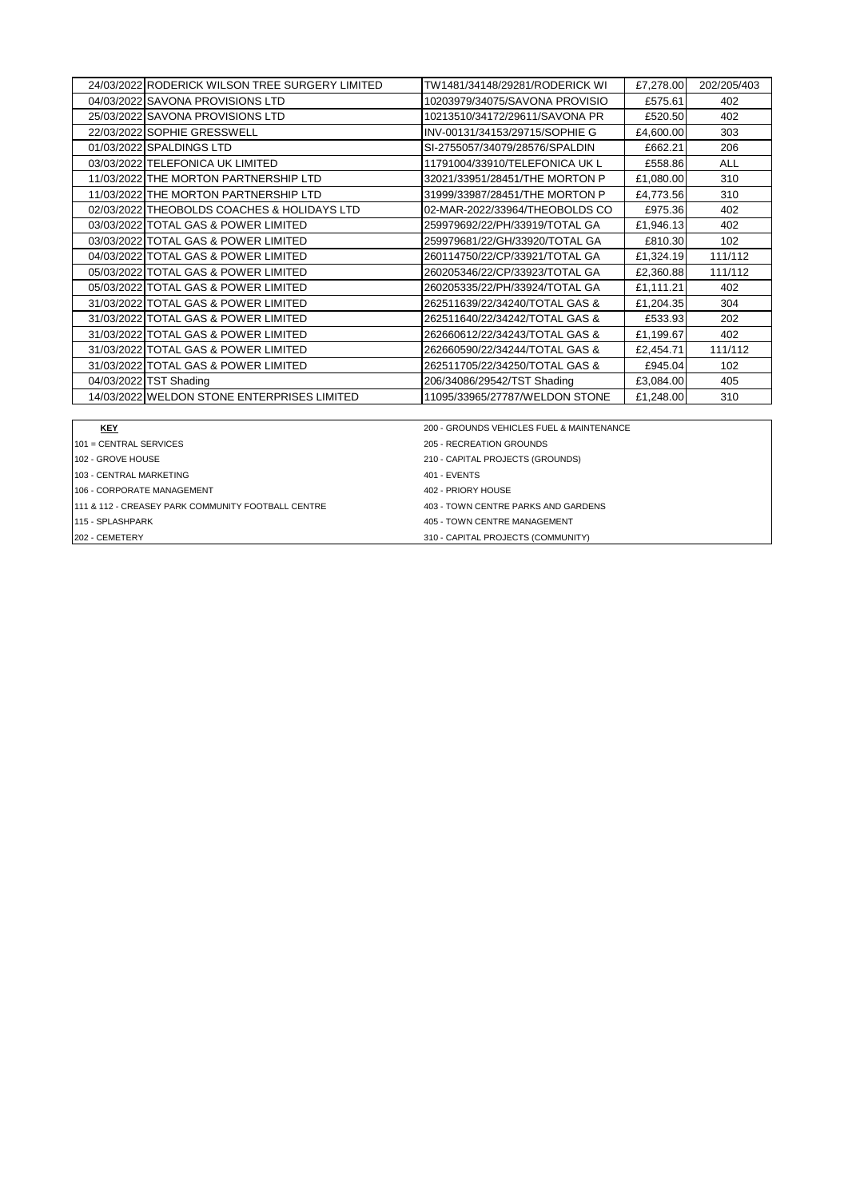| | | | | |
|---|---|---|---|---|
| 24/03/2022 | RODERICK WILSON TREE SURGERY LIMITED | TW1481/34148/29281/RODERICK WI | £7,278.00 | 202/205/403 |
| 04/03/2022 | SAVONA PROVISIONS LTD | 10203979/34075/SAVONA PROVISIO | £575.61 | 402 |
| 25/03/2022 | SAVONA PROVISIONS LTD | 10213510/34172/29611/SAVONA PR | £520.50 | 402 |
| 22/03/2022 | SOPHIE GRESSWELL | INV-00131/34153/29715/SOPHIE G | £4,600.00 | 303 |
| 01/03/2022 | SPALDINGS LTD | SI-2755057/34079/28576/SPALDIN | £662.21 | 206 |
| 03/03/2022 | TELEFONICA UK LIMITED | 11791004/33910/TELEFONICA UK L | £558.86 | ALL |
| 11/03/2022 | THE MORTON PARTNERSHIP LTD | 32021/33951/28451/THE MORTON P | £1,080.00 | 310 |
| 11/03/2022 | THE MORTON PARTNERSHIP LTD | 31999/33987/28451/THE MORTON P | £4,773.56 | 310 |
| 02/03/2022 | THEOBOLDS COACHES & HOLIDAYS LTD | 02-MAR-2022/33964/THEOBOLDS CO | £975.36 | 402 |
| 03/03/2022 | TOTAL GAS & POWER LIMITED | 259979692/22/PH/33919/TOTAL GA | £1,946.13 | 402 |
| 03/03/2022 | TOTAL GAS & POWER LIMITED | 259979681/22/GH/33920/TOTAL GA | £810.30 | 102 |
| 04/03/2022 | TOTAL GAS & POWER LIMITED | 260114750/22/CP/33921/TOTAL GA | £1,324.19 | 111/112 |
| 05/03/2022 | TOTAL GAS & POWER LIMITED | 260205346/22/CP/33923/TOTAL GA | £2,360.88 | 111/112 |
| 05/03/2022 | TOTAL GAS & POWER LIMITED | 260205335/22/PH/33924/TOTAL GA | £1,111.21 | 402 |
| 31/03/2022 | TOTAL GAS & POWER LIMITED | 262511639/22/34240/TOTAL GAS & | £1,204.35 | 304 |
| 31/03/2022 | TOTAL GAS & POWER LIMITED | 262511640/22/34242/TOTAL GAS & | £533.93 | 202 |
| 31/03/2022 | TOTAL GAS & POWER LIMITED | 262660612/22/34243/TOTAL GAS & | £1,199.67 | 402 |
| 31/03/2022 | TOTAL GAS & POWER LIMITED | 262660590/22/34244/TOTAL GAS & | £2,454.71 | 111/112 |
| 31/03/2022 | TOTAL GAS & POWER LIMITED | 262511705/22/34250/TOTAL GAS & | £945.04 | 102 |
| 04/03/2022 | TST Shading | 206/34086/29542/TST Shading | £3,084.00 | 405 |
| 14/03/2022 | WELDON STONE ENTERPRISES LIMITED | 11095/33965/27787/WELDON STONE | £1,248.00 | 310 |

| **KEY** | |
|---|---|
| 101 = CENTRAL SERVICES | 200 - GROUNDS VEHICLES FUEL & MAINTENANCE |
| 102 - GROVE HOUSE | 205 - RECREATION GROUNDS |
| 103 - CENTRAL MARKETING | 210 - CAPITAL PROJECTS (GROUNDS) |
| 106 - CORPORATE MANAGEMENT | 401 - EVENTS |
| 111 & 112 - CREASEY PARK COMMUNITY FOOTBALL CENTRE | 402 - PRIORY HOUSE |
| 115 - SPLASHPARK | 403 - TOWN CENTRE PARKS AND GARDENS |
| 202 - CEMETERY | 405 - TOWN CENTRE MANAGEMENT |
| | 310 - CAPITAL PROJECTS (COMMUNITY) |